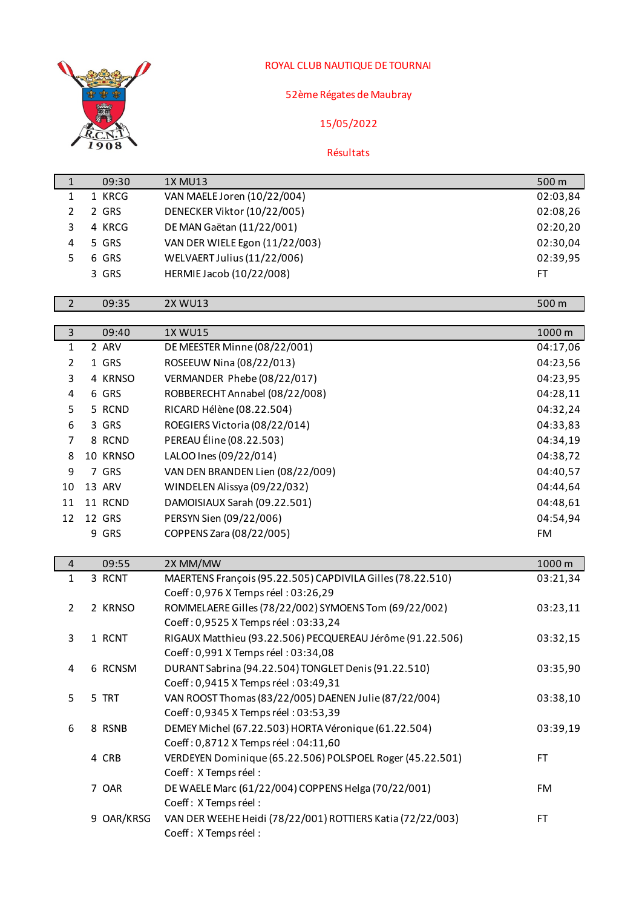ROYAL CLUB NAUTIQUE DE TOURNAI

52ème Régates de Maubray

15/05/2022

Résultats

| 1 | 09:30 | | 1X MU13 | 500 m |
|---|---|---|---|---|
| 1 | 1 | KRCG | VAN MAELE Joren (10/22/004) | 02:03,84 |
| 2 | 2 | GRS | DENECKER Viktor (10/22/005) | 02:08,26 |
| 3 | 4 | KRCG | DE MAN Gaëtan (11/22/001) | 02:20,20 |
| 4 | 5 | GRS | VAN DER WIELE Egon (11/22/003) | 02:30,04 |
| 5 | 6 | GRS | WELVAERT Julius (11/22/006) | 02:39,95 |
| | 3 | GRS | HERMIE Jacob (10/22/008) | FT |

| 2 | 09:35 | | 2X WU13 | 500 m |
|---|---|---|---|---|

| 3 | 09:40 | | 1X WU15 | 1000 m |
|---|---|---|---|---|
| 1 | 2 | ARV | DE MEESTER Minne (08/22/001) | 04:17,06 |
| 2 | 1 | GRS | ROSEEUW Nina (08/22/013) | 04:23,56 |
| 3 | 4 | KRNSO | VERMANDER Phebe (08/22/017) | 04:23,95 |
| 4 | 6 | GRS | ROBBERECHT Annabel (08/22/008) | 04:28,11 |
| 5 | 5 | RCND | RICARD Hélène (08.22.504) | 04:32,24 |
| 6 | 3 | GRS | ROEGIERS Victoria (08/22/014) | 04:33,83 |
| 7 | 8 | RCND | PEREAU Éline (08.22.503) | 04:34,19 |
| 8 | 10 | KRNSO | LALOO Ines (09/22/014) | 04:38,72 |
| 9 | 7 | GRS | VAN DEN BRANDEN Lien (08/22/009) | 04:40,57 |
| 10 | 13 | ARV | WINDELEN Alissya (09/22/032) | 04:44,64 |
| 11 | 11 | RCND | DAMOISIAUX Sarah (09.22.501) | 04:48,61 |
| 12 | 12 | GRS | PERSYN Sien (09/22/006) | 04:54,94 |
| | 9 | GRS | COPPENS Zara (08/22/005) | FM |

| 4 | 09:55 | | 2X MM/MW | 1000 m |
|---|---|---|---|---|
| 1 | 3 | RCNT | MAERTENS François (95.22.505) CAPDIVILA Gilles (78.22.510)<br>Coeff : 0,976 X Temps réel : 03:26,29 | 03:21,34 |
| 2 | 2 | KRNSO | ROMMELAERE Gilles (78/22/002) SYMOENS Tom (69/22/002)<br>Coeff : 0,9525 X Temps réel : 03:33,24 | 03:23,11 |
| 3 | 1 | RCNT | RIGAUX Matthieu (93.22.506) PECQUEREAU Jérôme (91.22.506)<br>Coeff : 0,991 X Temps réel : 03:34,08 | 03:32,15 |
| 4 | 6 | RCNSM | DURANT Sabrina (94.22.504) TONGLET Denis (91.22.510)<br>Coeff : 0,9415 X Temps réel : 03:49,31 | 03:35,90 |
| 5 | 5 | TRT | VAN ROOST Thomas (83/22/005) DAENEN Julie (87/22/004)<br>Coeff : 0,9345 X Temps réel : 03:53,39 | 03:38,10 |
| 6 | 8 | RSNB | DEMEY Michel (67.22.503) HORTA Véronique (61.22.504)<br>Coeff : 0,8712 X Temps réel : 04:11,60 | 03:39,19 |
| | 4 | CRB | VERDEYEN Dominique (65.22.506) POLSPOEL Roger (45.22.501)<br>Coeff : X Temps réel : | FT |
| | 7 | OAR | DE WAELE Marc (61/22/004) COPPENS Helga (70/22/001)<br>Coeff : X Temps réel : | FM |
| | 9 | OAR/KRSG | VAN DER WEEHE Heidi (78/22/001) ROTTIERS Katia (72/22/003)<br>Coeff : X Temps réel : | FT |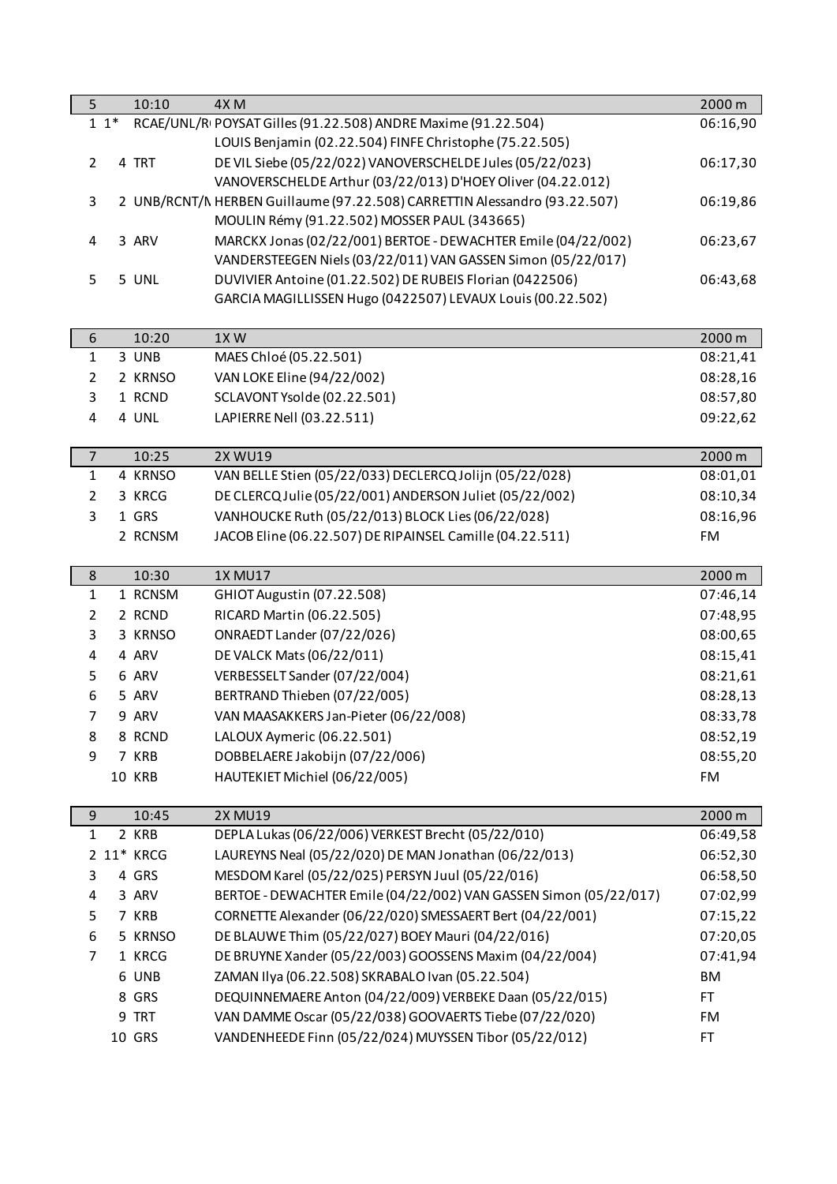| 5 | | 10:10 | 4X M | 2000 m |
|---|---|---|---|---|
| 1 | 1* | RCAE/UNL/R | POYSAT Gilles (91.22.508) ANDRE Maxime (91.22.504) LOUIS Benjamin (02.22.504) FINFE Christophe (75.22.505) | 06:16,90 |
| 2 | 4 | TRT | DE VIL Siebe (05/22/022) VANOVERSCHELDE Jules (05/22/023) VANOVERSCHELDE Arthur (03/22/013) D'HOEY Oliver (04.22.012) | 06:17,30 |
| 3 | 2 | UNB/RCNT/N | HERBEN Guillaume (97.22.508) CARRETTIN Alessandro (93.22.507) MOULIN Rémy (91.22.502) MOSSER PAUL (343665) | 06:19,86 |
| 4 | 3 | ARV | MARCKX Jonas (02/22/001) BERTOE - DEWACHTER Emile (04/22/002) VANDERSTEEGEN Niels (03/22/011) VAN GASSEN Simon (05/22/017) | 06:23,67 |
| 5 | 5 | UNL | DUVIVIER Antoine (01.22.502) DE RUBEIS Florian (0422506) GARCIA MAGILLISSEN Hugo (0422507) LEVAUX Louis (00.22.502) | 06:43,68 |

| 6 | | 10:20 | 1X W | 2000 m |
|---|---|---|---|---|
| 1 | 3 | UNB | MAES Chloé (05.22.501) | 08:21,41 |
| 2 | 2 | KRNSO | VAN LOKE Eline (94/22/002) | 08:28,16 |
| 3 | 1 | RCND | SCLAVONT Ysolde (02.22.501) | 08:57,80 |
| 4 | 4 | UNL | LAPIERRE Nell (03.22.511) | 09:22,62 |

| 7 | | 10:25 | 2X WU19 | 2000 m |
|---|---|---|---|---|
| 1 | 4 | KRNSO | VAN BELLE Stien (05/22/033) DECLERCQ Jolijn (05/22/028) | 08:01,01 |
| 2 | 3 | KRCG | DE CLERCQ Julie (05/22/001) ANDERSON Juliet (05/22/002) | 08:10,34 |
| 3 | 1 | GRS | VANHOUCKE Ruth (05/22/013) BLOCK Lies (06/22/028) | 08:16,96 |
| | 2 | RCNSM | JACOB Eline (06.22.507) DE RIPAINSEL Camille (04.22.511) | FM |

| 8 | | 10:30 | 1X MU17 | 2000 m |
|---|---|---|---|---|
| 1 | 1 | RCNSM | GHIOT Augustin (07.22.508) | 07:46,14 |
| 2 | 2 | RCND | RICARD Martin (06.22.505) | 07:48,95 |
| 3 | 3 | KRNSO | ONRAEDT Lander (07/22/026) | 08:00,65 |
| 4 | 4 | ARV | DE VALCK Mats (06/22/011) | 08:15,41 |
| 5 | 6 | ARV | VERBESSELT Sander (07/22/004) | 08:21,61 |
| 6 | 5 | ARV | BERTRAND Thieben (07/22/005) | 08:28,13 |
| 7 | 9 | ARV | VAN MAASAKKERS Jan-Pieter (06/22/008) | 08:33,78 |
| 8 | 8 | RCND | LALOUX Aymeric (06.22.501) | 08:52,19 |
| 9 | 7 | KRB | DOBBELAERE Jakobijn (07/22/006) | 08:55,20 |
| | 10 | KRB | HAUTEKIET Michiel (06/22/005) | FM |

| 9 | | 10:45 | 2X MU19 | 2000 m |
|---|---|---|---|---|
| 1 | 2 | KRB | DEPLA Lukas (06/22/006) VERKEST Brecht (05/22/010) | 06:49,58 |
| 2 | 11* | KRCG | LAUREYNS Neal (05/22/020) DE MAN Jonathan (06/22/013) | 06:52,30 |
| 3 | 4 | GRS | MESDOM Karel (05/22/025) PERSYN Juul (05/22/016) | 06:58,50 |
| 4 | 3 | ARV | BERTOE - DEWACHTER Emile (04/22/002) VAN GASSEN Simon (05/22/017) | 07:02,99 |
| 5 | 7 | KRB | CORNETTE Alexander (06/22/020) SMESSAERT Bert (04/22/001) | 07:15,22 |
| 6 | 5 | KRNSO | DE BLAUWE Thim (05/22/027) BOEY Mauri (04/22/016) | 07:20,05 |
| 7 | 1 | KRCG | DE BRUYNE Xander (05/22/003) GOOSSENS Maxim (04/22/004) | 07:41,94 |
| | 6 | UNB | ZAMAN Ilya (06.22.508) SKRABALO Ivan (05.22.504) | BM |
| | 8 | GRS | DEQUINNEMAERE Anton (04/22/009) VERBEKE Daan (05/22/015) | FT |
| | 9 | TRT | VAN DAMME Oscar (05/22/038) GOOVAERTS Tiebe (07/22/020) | FM |
| | 10 | GRS | VANDENHEEDE Finn (05/22/024) MUYSSEN Tibor (05/22/012) | FT |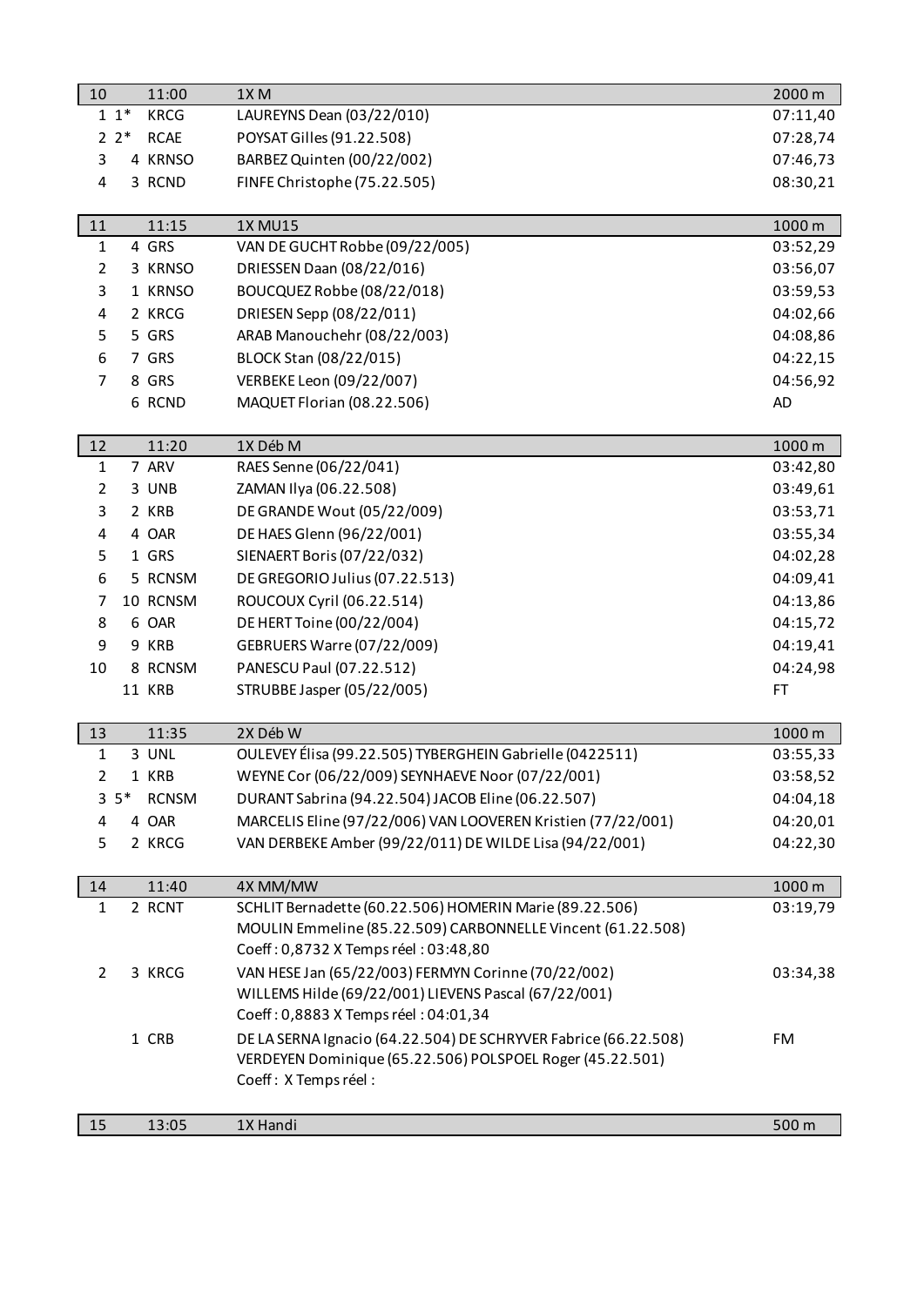| 10 | | 11:00 | 1X M | 2000 m |
|---|---|---|---|---|
| 1 | 1* | KRCG | LAUREYNS Dean (03/22/010) | 07:11,40 |
| 2 | 2* | RCAE | POYSAT Gilles (91.22.508) | 07:28,74 |
| 3 | 4 | KRNSO | BARBEZ Quinten (00/22/002) | 07:46,73 |
| 4 | 3 | RCND | FINFE Christophe (75.22.505) | 08:30,21 |

| 11 | | 11:15 | 1X MU15 | 1000 m |
|---|---|---|---|---|
| 1 | 4 | GRS | VAN DE GUCHT Robbe (09/22/005) | 03:52,29 |
| 2 | 3 | KRNSO | DRIESSEN Daan (08/22/016) | 03:56,07 |
| 3 | 1 | KRNSO | BOUCQUEZ Robbe (08/22/018) | 03:59,53 |
| 4 | 2 | KRCG | DRIESEN Sepp (08/22/011) | 04:02,66 |
| 5 | 5 | GRS | ARAB Manouchehr (08/22/003) | 04:08,86 |
| 6 | 7 | GRS | BLOCK Stan (08/22/015) | 04:22,15 |
| 7 | 8 | GRS | VERBEKE Leon (09/22/007) | 04:56,92 |
| | 6 | RCND | MAQUET Florian (08.22.506) | AD |

| 12 | | 11:20 | 1X Déb M | 1000 m |
|---|---|---|---|---|
| 1 | 7 | ARV | RAES Senne (06/22/041) | 03:42,80 |
| 2 | 3 | UNB | ZAMAN Ilya (06.22.508) | 03:49,61 |
| 3 | 2 | KRB | DE GRANDE Wout (05/22/009) | 03:53,71 |
| 4 | 4 | OAR | DE HAES Glenn (96/22/001) | 03:55,34 |
| 5 | 1 | GRS | SIENAERT Boris (07/22/032) | 04:02,28 |
| 6 | 5 | RCNSM | DE GREGORIO Julius (07.22.513) | 04:09,41 |
| 7 | 10 | RCNSM | ROUCOUX Cyril (06.22.514) | 04:13,86 |
| 8 | 6 | OAR | DE HERT Toine (00/22/004) | 04:15,72 |
| 9 | 9 | KRB | GEBRUERS Warre (07/22/009) | 04:19,41 |
| 10 | 8 | RCNSM | PANESCU Paul (07.22.512) | 04:24,98 |
| | 11 | KRB | STRUBBE Jasper (05/22/005) | FT |

| 13 | | 11:35 | 2X Déb W | 1000 m |
|---|---|---|---|---|
| 1 | 3 | UNL | OULEVEY Élisa (99.22.505) TYBERGHEIN Gabrielle (0422511) | 03:55,33 |
| 2 | 1 | KRB | WEYNE Cor (06/22/009) SEYNHAEVE Noor (07/22/001) | 03:58,52 |
| 3 | 5* | RCNSM | DURANT Sabrina (94.22.504) JACOB Eline (06.22.507) | 04:04,18 |
| 4 | 4 | OAR | MARCELIS Eline (97/22/006) VAN LOOVEREN Kristien (77/22/001) | 04:20,01 |
| 5 | 2 | KRCG | VAN DERBEKE Amber (99/22/011) DE WILDE Lisa (94/22/001) | 04:22,30 |

| 14 | | 11:40 | 4X MM/MW | 1000 m |
|---|---|---|---|---|
| 1 | 2 | RCNT | SCHLIT Bernadette (60.22.506) HOMERIN Marie (89.22.506) MOULIN Emmeline (85.22.509) CARBONNELLE Vincent (61.22.508) Coeff : 0,8732 X Temps réel : 03:48,80 | 03:19,79 |
| 2 | 3 | KRCG | VAN HESE Jan (65/22/003) FERMYN Corinne (70/22/002) WILLEMS Hilde (69/22/001) LIEVENS Pascal (67/22/001) Coeff : 0,8883 X Temps réel : 04:01,34 | 03:34,38 |
| | 1 | CRB | DE LA SERNA Ignacio (64.22.504) DE SCHRYVER Fabrice (66.22.508) VERDEYEN Dominique (65.22.506) POLSPOEL Roger (45.22.501) Coeff : X Temps réel : | FM |

| 15 | | 13:05 | 1X Handi | 500 m |
|---|---|---|---|---|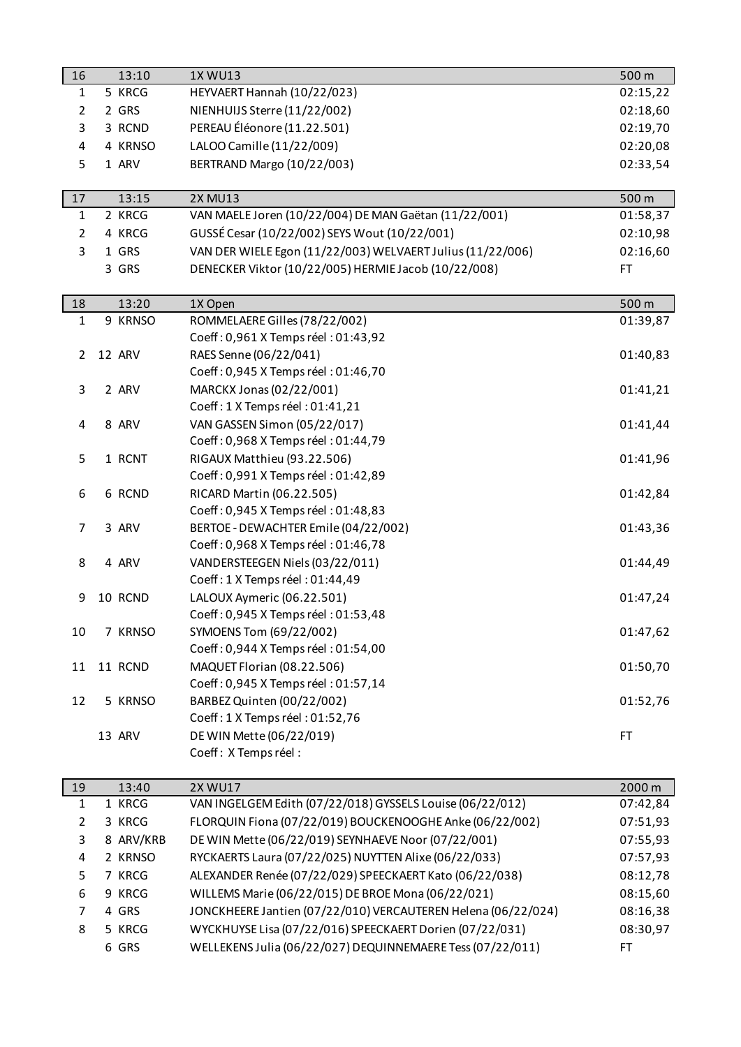| 16 | 13:10 | 1X WU13 | 500 m |
|---|---|---|---|
| 1 | 5 KRCG | HEYVAERT Hannah (10/22/023) | 02:15,22 |
| 2 | 2 GRS | NIENHUIJS Sterre (11/22/002) | 02:18,60 |
| 3 | 3 RCND | PEREAU Éléonore (11.22.501) | 02:19,70 |
| 4 | 4 KRNSO | LALOO Camille (11/22/009) | 02:20,08 |
| 5 | 1 ARV | BERTRAND Margo (10/22/003) | 02:33,54 |

| 17 | 13:15 | 2X MU13 | 500 m |
|---|---|---|---|
| 1 | 2 KRCG | VAN MAELE Joren (10/22/004) DE MAN Gaëtan (11/22/001) | 01:58,37 |
| 2 | 4 KRCG | GUSSÉ Cesar (10/22/002) SEYS Wout (10/22/001) | 02:10,98 |
| 3 | 1 GRS | VAN DER WIELE Egon (11/22/003) WELVAERT Julius (11/22/006) | 02:16,60 |
| | 3 GRS | DENECKER Viktor (10/22/005) HERMIE Jacob (10/22/008) | FT |

| 18 | 13:20 | 1X Open | 500 m |
|---|---|---|---|
| 1 | 9 KRNSO | ROMMELAERE Gilles (78/22/002)<br>Coeff : 0,961 X Temps réel : 01:43,92 | 01:39,87 |
| 2 | 12 ARV | RAES Senne (06/22/041)<br>Coeff : 0,945 X Temps réel : 01:46,70 | 01:40,83 |
| 3 | 2 ARV | MARCKX Jonas (02/22/001)<br>Coeff : 1 X Temps réel : 01:41,21 | 01:41,21 |
| 4 | 8 ARV | VAN GASSEN Simon (05/22/017)<br>Coeff : 0,968 X Temps réel : 01:44,79 | 01:41,44 |
| 5 | 1 RCNT | RIGAUX Matthieu (93.22.506)<br>Coeff : 0,991 X Temps réel : 01:42,89 | 01:41,96 |
| 6 | 6 RCND | RICARD Martin (06.22.505)<br>Coeff : 0,945 X Temps réel : 01:48,83 | 01:42,84 |
| 7 | 3 ARV | BERTOE - DEWACHTER Emile (04/22/002)<br>Coeff : 0,968 X Temps réel : 01:46,78 | 01:43,36 |
| 8 | 4 ARV | VANDERSTEEGEN Niels (03/22/011)<br>Coeff : 1 X Temps réel : 01:44,49 | 01:44,49 |
| 9 | 10 RCND | LALOUX Aymeric (06.22.501)<br>Coeff : 0,945 X Temps réel : 01:53,48 | 01:47,24 |
| 10 | 7 KRNSO | SYMOENS Tom (69/22/002)<br>Coeff : 0,944 X Temps réel : 01:54,00 | 01:47,62 |
| 11 | 11 RCND | MAQUET Florian (08.22.506)<br>Coeff : 0,945 X Temps réel : 01:57,14 | 01:50,70 |
| 12 | 5 KRNSO | BARBEZ Quinten (00/22/002)<br>Coeff : 1 X Temps réel : 01:52,76 | 01:52,76 |
| | 13 ARV | DE WIN Mette (06/22/019)<br>Coeff : X Temps réel : | FT |

| 19 | 13:40 | 2X WU17 | 2000 m |
|---|---|---|---|
| 1 | 1 KRCG | VAN INGELGEM Edith (07/22/018) GYSSELS Louise (06/22/012) | 07:42,84 |
| 2 | 3 KRCG | FLORQUIN Fiona (07/22/019) BOUCKENOOGHE Anke (06/22/002) | 07:51,93 |
| 3 | 8 ARV/KRB | DE WIN Mette (06/22/019) SEYNHAEVE Noor (07/22/001) | 07:55,93 |
| 4 | 2 KRNSO | RYCKAERTS Laura (07/22/025) NUYTTEN Alixe (06/22/033) | 07:57,93 |
| 5 | 7 KRCG | ALEXANDER Renée (07/22/029) SPEECKAERT Kato (06/22/038) | 08:12,78 |
| 6 | 9 KRCG | WILLEMS Marie (06/22/015) DE BROE Mona (06/22/021) | 08:15,60 |
| 7 | 4 GRS | JONCKHEERE Jantien (07/22/010) VERCAUTEREN Helena (06/22/024) | 08:16,38 |
| 8 | 5 KRCG | WYCKHUYSE Lisa (07/22/016) SPEECKAERT Dorien (07/22/031) | 08:30,97 |
| | 6 GRS | WELLEKENS Julia (06/22/027) DEQUINNEMAERE Tess (07/22/011) | FT |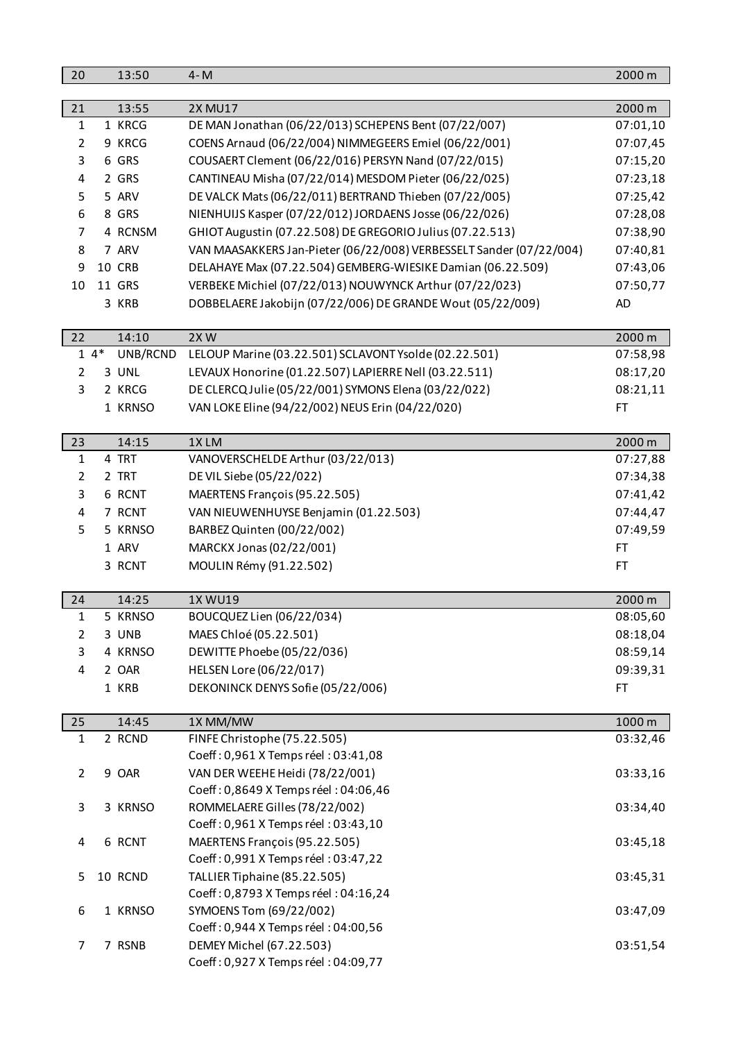| 20 | 13:50 | 4- M | 2000 m |
|---|---|---|---|

| 21 | | 13:55 | 2X MU17 | 2000 m |
|---|---|---|---|---|
| 1 | 1 | KRCG | DE MAN Jonathan (06/22/013) SCHEPENS Bent (07/22/007) | 07:01,10 |
| 2 | 9 | KRCG | COENS Arnaud (06/22/004) NIMMEGEERS Emiel (06/22/001) | 07:07,45 |
| 3 | 6 | GRS | COUSAERT Clement (06/22/016) PERSYN Nand (07/22/015) | 07:15,20 |
| 4 | 2 | GRS | CANTINEAU Misha (07/22/014) MESDOM Pieter (06/22/025) | 07:23,18 |
| 5 | 5 | ARV | DE VALCK Mats (06/22/011) BERTRAND Thieben (07/22/005) | 07:25,42 |
| 6 | 8 | GRS | NIENHUIJS Kasper (07/22/012) JORDAENS Josse (06/22/026) | 07:28,08 |
| 7 | 4 | RCNSM | GHIOT Augustin (07.22.508) DE GREGORIO Julius (07.22.513) | 07:38,90 |
| 8 | 7 | ARV | VAN MAASAKKERS Jan-Pieter (06/22/008) VERBESSELT Sander (07/22/004) | 07:40,81 |
| 9 | 10 | CRB | DELAHAYE Max (07.22.504) GEMBERG-WIESIKE Damian (06.22.509) | 07:43,06 |
| 10 | 11 | GRS | VERBEKE Michiel (07/22/013) NOUWYNCK Arthur (07/22/023) | 07:50,77 |
| | 3 | KRB | DOBBELAERE Jakobijn (07/22/006) DE GRANDE Wout (05/22/009) | AD |

| 22 | | 14:10 | 2X W | 2000 m |
|---|---|---|---|---|
| 1 | 4* | UNB/RCND | LELOUP Marine (03.22.501) SCLAVONT Ysolde (02.22.501) | 07:58,98 |
| 2 | 3 | UNL | LEVAUX Honorine (01.22.507) LAPIERRE Nell (03.22.511) | 08:17,20 |
| 3 | 2 | KRCG | DE CLERCQ Julie (05/22/001) SYMONS Elena (03/22/022) | 08:21,11 |
| | 1 | KRNSO | VAN LOKE Eline (94/22/002) NEUS Erin (04/22/020) | FT |

| 23 | | 14:15 | 1X LM | 2000 m |
|---|---|---|---|---|
| 1 | 4 | TRT | VANOVERSCHELDE Arthur (03/22/013) | 07:27,88 |
| 2 | 2 | TRT | DE VIL Siebe (05/22/022) | 07:34,38 |
| 3 | 6 | RCNT | MAERTENS François (95.22.505) | 07:41,42 |
| 4 | 7 | RCNT | VAN NIEUWENHUYSE Benjamin (01.22.503) | 07:44,47 |
| 5 | 5 | KRNSO | BARBEZ Quinten (00/22/002) | 07:49,59 |
| | 1 | ARV | MARCKX Jonas (02/22/001) | FT |
| | 3 | RCNT | MOULIN Rémy (91.22.502) | FT |

| 24 | | 14:25 | 1X WU19 | 2000 m |
|---|---|---|---|---|
| 1 | 5 | KRNSO | BOUCQUEZ Lien (06/22/034) | 08:05,60 |
| 2 | 3 | UNB | MAES Chloé (05.22.501) | 08:18,04 |
| 3 | 4 | KRNSO | DEWITTE Phoebe (05/22/036) | 08:59,14 |
| 4 | 2 | OAR | HELSEN Lore (06/22/017) | 09:39,31 |
| | 1 | KRB | DEKONINCK DENYS Sofie (05/22/006) | FT |

| 25 | | 14:45 | 1X MM/MW | 1000 m |
|---|---|---|---|---|
| 1 | 2 | RCND | FINFE Christophe (75.22.505)<br>Coeff : 0,961 X Temps réel : 03:41,08 | 03:32,46 |
| 2 | 9 | OAR | VAN DER WEEHE Heidi (78/22/001)<br>Coeff : 0,8649 X Temps réel : 04:06,46 | 03:33,16 |
| 3 | 3 | KRNSO | ROMMELAERE Gilles (78/22/002)<br>Coeff : 0,961 X Temps réel : 03:43,10 | 03:34,40 |
| 4 | 6 | RCNT | MAERTENS François (95.22.505)<br>Coeff : 0,991 X Temps réel : 03:47,22 | 03:45,18 |
| 5 | 10 | RCND | TALLIER Tiphaine (85.22.505)<br>Coeff : 0,8793 X Temps réel : 04:16,24 | 03:45,31 |
| 6 | 1 | KRNSO | SYMOENS Tom (69/22/002)<br>Coeff : 0,944 X Temps réel : 04:00,56 | 03:47,09 |
| 7 | 7 | RSNB | DEMEY Michel (67.22.503)<br>Coeff : 0,927 X Temps réel : 04:09,77 | 03:51,54 |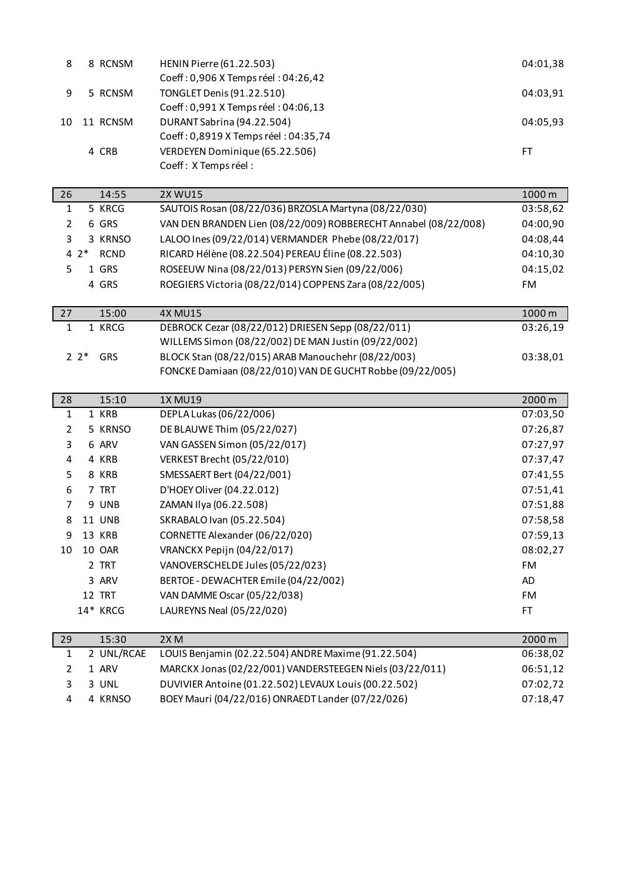| | | | | |
|---|---|---|---|---|
| 8 | 8 | RCNSM | HENIN Pierre (61.22.503)<br>Coeff : 0,906 X Temps réel : 04:26,42 | 04:01,38 |
| 9 | 5 | RCNSM | TONGLET Denis (91.22.510)<br>Coeff : 0,991 X Temps réel : 04:06,13 | 04:03,91 |
| 10 | 11 | RCNSM | DURANT Sabrina (94.22.504)<br>Coeff : 0,8919 X Temps réel : 04:35,74 | 04:05,93 |
| | 4 | CRB | VERDEYEN Dominique (65.22.506)<br>Coeff : X Temps réel : | FT |

| 26 | | 14:55 | 2X WU15 | 1000 m |
|---|---|---|---|---|
| 1 | 5 | KRCG | SAUTOIS Rosan (08/22/036) BRZOSLA Martyna (08/22/030) | 03:58,62 |
| 2 | 6 | GRS | VAN DEN BRANDEN Lien (08/22/009) ROBBERECHT Annabel (08/22/008) | 04:00,90 |
| 3 | 3 | KRNSO | LALOO Ines (09/22/014) VERMANDER Phebe (08/22/017) | 04:08,44 |
| 4 | 2* | RCND | RICARD Hélène (08.22.504) PEREAU Éline (08.22.503) | 04:10,30 |
| 5 | 1 | GRS | ROSEEUW Nina (08/22/013) PERSYN Sien (09/22/006) | 04:15,02 |
| | 4 | GRS | ROEGIERS Victoria (08/22/014) COPPENS Zara (08/22/005) | FM |

| 27 | | 15:00 | 4X MU15 | 1000 m |
|---|---|---|---|---|
| 1 | 1 | KRCG | DEBROCK Cezar (08/22/012) DRIESEN Sepp (08/22/011)<br>WILLEMS Simon (08/22/002) DE MAN Justin (09/22/002) | 03:26,19 |
| 2 | 2* | GRS | BLOCK Stan (08/22/015) ARAB Manouchehr (08/22/003)<br>FONCKE Damiaan (08/22/010) VAN DE GUCHT Robbe (09/22/005) | 03:38,01 |

| 28 | | 15:10 | 1X MU19 | 2000 m |
|---|---|---|---|---|
| 1 | 1 | KRB | DEPLA Lukas (06/22/006) | 07:03,50 |
| 2 | 5 | KRNSO | DE BLAUWE Thim (05/22/027) | 07:26,87 |
| 3 | 6 | ARV | VAN GASSEN Simon (05/22/017) | 07:27,97 |
| 4 | 4 | KRB | VERKEST Brecht (05/22/010) | 07:37,47 |
| 5 | 8 | KRB | SMESSAERT Bert (04/22/001) | 07:41,55 |
| 6 | 7 | TRT | D'HOEY Oliver (04.22.012) | 07:51,41 |
| 7 | 9 | UNB | ZAMAN Ilya (06.22.508) | 07:51,88 |
| 8 | 11 | UNB | SKRABALO Ivan (05.22.504) | 07:58,58 |
| 9 | 13 | KRB | CORNETTE Alexander (06/22/020) | 07:59,13 |
| 10 | 10 | OAR | VRANCKX Pepijn (04/22/017) | 08:02,27 |
| | 2 | TRT | VANOVERSCHELDE Jules (05/22/023) | FM |
| | 3 | ARV | BERTOE - DEWACHTER Emile (04/22/002) | AD |
| | 12 | TRT | VAN DAMME Oscar (05/22/038) | FM |
| | 14* | KRCG | LAUREYNS Neal (05/22/020) | FT |

| 29 | | 15:30 | 2X M | 2000 m |
|---|---|---|---|---|
| 1 | 2 | UNL/RCAE | LOUIS Benjamin (02.22.504) ANDRE Maxime (91.22.504) | 06:38,02 |
| 2 | 1 | ARV | MARCKX Jonas (02/22/001) VANDERSTEEGEN Niels (03/22/011) | 06:51,12 |
| 3 | 3 | UNL | DUVIVIER Antoine (01.22.502) LEVAUX Louis (00.22.502) | 07:02,72 |
| 4 | 4 | KRNSO | BOEY Mauri (04/22/016) ONRAEDT Lander (07/22/026) | 07:18,47 |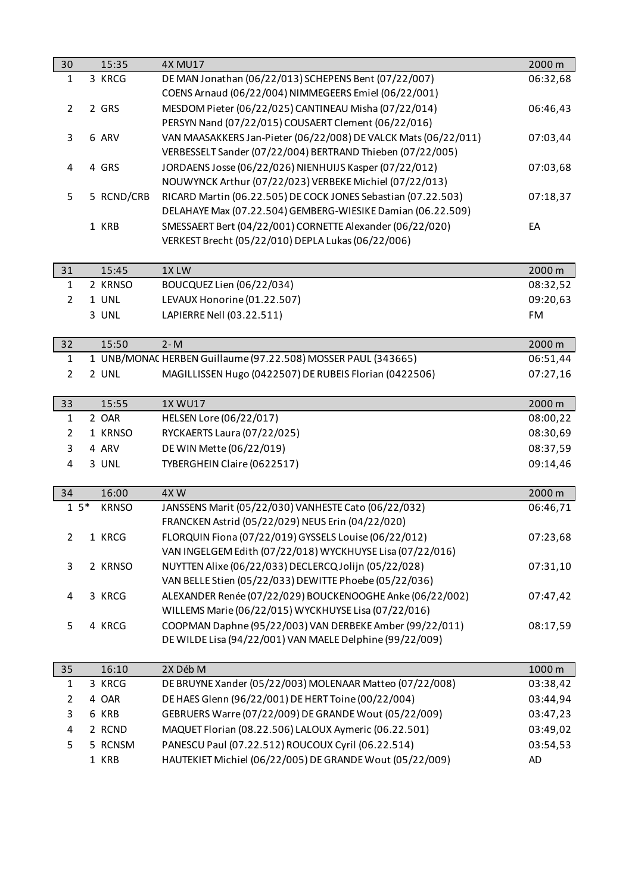| 30 | 15:35 | 4X MU17 | 2000 m |
|---|---|---|---|
| 1 | 3 KRCG | DE MAN Jonathan (06/22/013) SCHEPENS Bent (07/22/007) COENS Arnaud (06/22/004) NIMMEGEERS Emiel (06/22/001) | 06:32,68 |
| 2 | 2 GRS | MESDOM Pieter (06/22/025) CANTINEAU Misha (07/22/014) PERSYN Nand (07/22/015) COUSAERT Clement (06/22/016) | 06:46,43 |
| 3 | 6 ARV | VAN MAASAKKERS Jan-Pieter (06/22/008) DE VALCK Mats (06/22/011) VERBESSELT Sander (07/22/004) BERTRAND Thieben (07/22/005) | 07:03,44 |
| 4 | 4 GRS | JORDAENS Josse (06/22/026) NIENHUIJS Kasper (07/22/012) NOUWYNCK Arthur (07/22/023) VERBEKE Michiel (07/22/013) | 07:03,68 |
| 5 | 5 RCND/CRB | RICARD Martin (06.22.505) DE COCK JONES Sebastian (07.22.503) DELAHAYE Max (07.22.504) GEMBERG-WIESIKE Damian (06.22.509) | 07:18,37 |
| | 1 KRB | SMESSAERT Bert (04/22/001) CORNETTE Alexander (06/22/020) VERKEST Brecht (05/22/010) DEPLA Lukas (06/22/006) | EA |

| 31 | 15:45 | 1X LW | 2000 m |
|---|---|---|---|
| 1 | 2 KRNSO | BOUCQUEZ Lien (06/22/034) | 08:32,52 |
| 2 | 1 UNL | LEVAUX Honorine (01.22.507) | 09:20,63 |
| | 3 UNL | LAPIERRE Nell (03.22.511) | FM |

| 32 | 15:50 | 2- M | 2000 m |
|---|---|---|---|
| 1 | 1 UNB/MONAC | HERBEN Guillaume (97.22.508) MOSSER PAUL (343665) | 06:51,44 |
| 2 | 2 UNL | MAGILLISSEN Hugo (0422507) DE RUBEIS Florian (0422506) | 07:27,16 |

| 33 | 15:55 | 1X WU17 | 2000 m |
|---|---|---|---|
| 1 | 2 OAR | HELSEN Lore (06/22/017) | 08:00,22 |
| 2 | 1 KRNSO | RYCKAERTS Laura (07/22/025) | 08:30,69 |
| 3 | 4 ARV | DE WIN Mette (06/22/019) | 08:37,59 |
| 4 | 3 UNL | TYBERGHEIN Claire (0622517) | 09:14,46 |

| 34 | 16:00 | 4X W | 2000 m |
|---|---|---|---|
| 1 | 5* KRNSO | JANSSENS Marit (05/22/030) VANHESTE Cato (06/22/032) FRANCKEN Astrid (05/22/029) NEUS Erin (04/22/020) | 06:46,71 |
| 2 | 1 KRCG | FLORQUIN Fiona (07/22/019) GYSSELS Louise (06/22/012) VAN INGELGEM Edith (07/22/018) WYCKHUYSE Lisa (07/22/016) | 07:23,68 |
| 3 | 2 KRNSO | NUYTTEN Alixe (06/22/033) DECLERCQ Jolijn (05/22/028) VAN BELLE Stien (05/22/033) DEWITTE Phoebe (05/22/036) | 07:31,10 |
| 4 | 3 KRCG | ALEXANDER Renée (07/22/029) BOUCKENOOGHE Anke (06/22/002) WILLEMS Marie (06/22/015) WYCKHUYSE Lisa (07/22/016) | 07:47,42 |
| 5 | 4 KRCG | COOPMAN Daphne (95/22/003) VAN DERBEKE Amber (99/22/011) DE WILDE Lisa (94/22/001) VAN MAELE Delphine (99/22/009) | 08:17,59 |

| 35 | 16:10 | 2X Déb M | 1000 m |
|---|---|---|---|
| 1 | 3 KRCG | DE BRUYNE Xander (05/22/003) MOLENAAR Matteo (07/22/008) | 03:38,42 |
| 2 | 4 OAR | DE HAES Glenn (96/22/001) DE HERT Toine (00/22/004) | 03:44,94 |
| 3 | 6 KRB | GEBRUERS Warre (07/22/009) DE GRANDE Wout (05/22/009) | 03:47,23 |
| 4 | 2 RCND | MAQUET Florian (08.22.506) LALOUX Aymeric (06.22.501) | 03:49,02 |
| 5 | 5 RCNSM | PANESCU Paul (07.22.512) ROUCOUX Cyril (06.22.514) | 03:54,53 |
| | 1 KRB | HAUTEKIET Michiel (06/22/005) DE GRANDE Wout (05/22/009) | AD |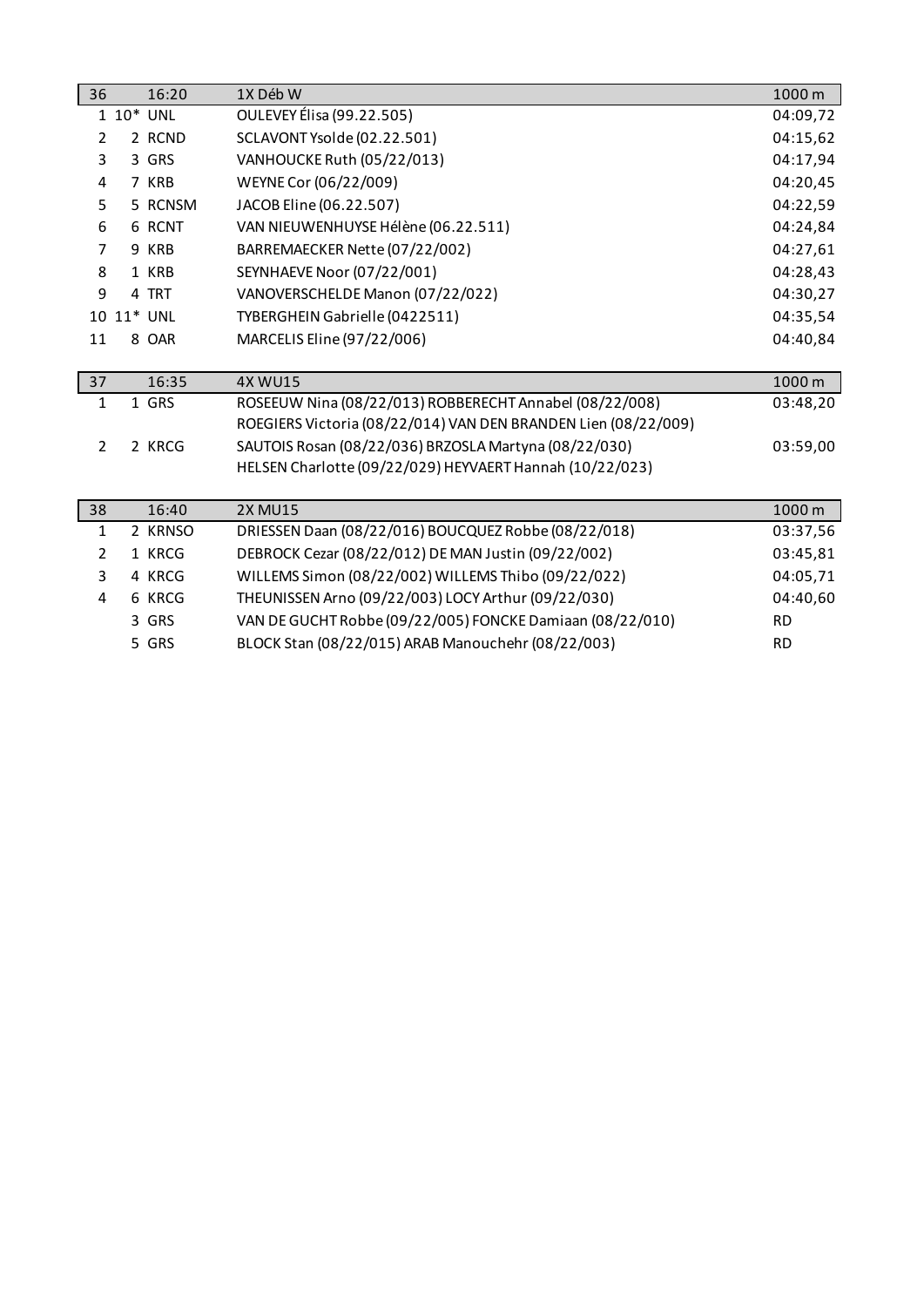| 36 | | 16:20 | 1X Déb W | 1000 m |
|---|---|---|---|---|
| 1 | 10* | UNL | OULEVEY Élisa (99.22.505) | 04:09,72 |
| 2 | 2 | RCND | SCLAVONT Ysolde (02.22.501) | 04:15,62 |
| 3 | 3 | GRS | VANHOUCKE Ruth (05/22/013) | 04:17,94 |
| 4 | 7 | KRB | WEYNE Cor (06/22/009) | 04:20,45 |
| 5 | 5 | RCNSM | JACOB Eline (06.22.507) | 04:22,59 |
| 6 | 6 | RCNT | VAN NIEUWENHUYSE Hélène (06.22.511) | 04:24,84 |
| 7 | 9 | KRB | BARREMAECKER Nette (07/22/002) | 04:27,61 |
| 8 | 1 | KRB | SEYNHAEVE Noor (07/22/001) | 04:28,43 |
| 9 | 4 | TRT | VANOVERSCHELDE Manon (07/22/022) | 04:30,27 |
| 10 | 11* | UNL | TYBERGHEIN Gabrielle (0422511) | 04:35,54 |
| 11 | 8 | OAR | MARCELIS Eline (97/22/006) | 04:40,84 |

| 37 | | 16:35 | 4X WU15 | 1000 m |
|---|---|---|---|---|
| 1 | 1 | GRS | ROSEEUW Nina (08/22/013) ROBBERECHT Annabel (08/22/008) ROEGIERS Victoria (08/22/014) VAN DEN BRANDEN Lien (08/22/009) | 03:48,20 |
| 2 | 2 | KRCG | SAUTOIS Rosan (08/22/036) BRZOSLA Martyna (08/22/030) HELSEN Charlotte (09/22/029) HEYVAERT Hannah (10/22/023) | 03:59,00 |

| 38 | | 16:40 | 2X MU15 | 1000 m |
|---|---|---|---|---|
| 1 | 2 | KRNSO | DRIESSEN Daan (08/22/016) BOUCQUEZ Robbe (08/22/018) | 03:37,56 |
| 2 | 1 | KRCG | DEBROCK Cezar (08/22/012) DE MAN Justin (09/22/002) | 03:45,81 |
| 3 | 4 | KRCG | WILLEMS Simon (08/22/002) WILLEMS Thibo (09/22/022) | 04:05,71 |
| 4 | 6 | KRCG | THEUNISSEN Arno (09/22/003) LOCY Arthur (09/22/030) | 04:40,60 |
| | 3 | GRS | VAN DE GUCHT Robbe (09/22/005) FONCKE Damiaan (08/22/010) | RD |
| | 5 | GRS | BLOCK Stan (08/22/015) ARAB Manouchehr (08/22/003) | RD |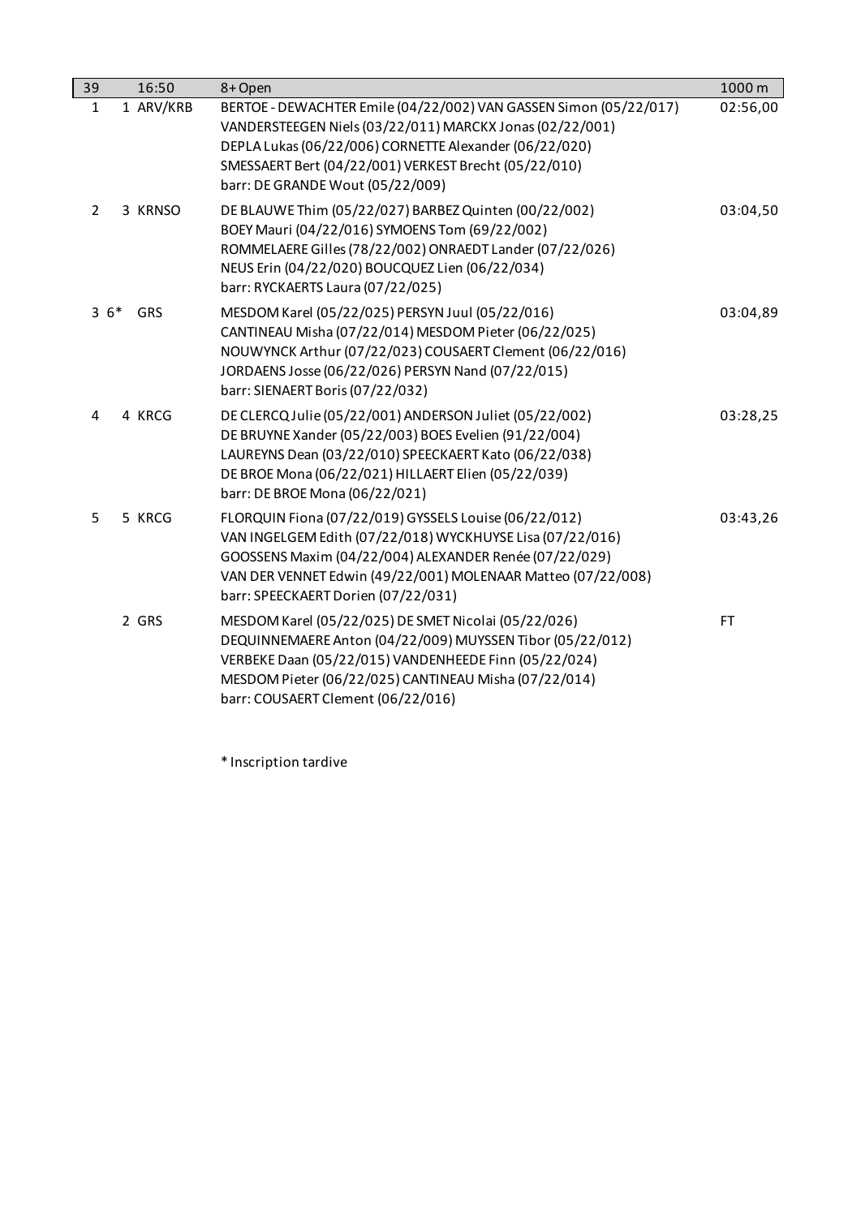| 39 | 16:50 | 8+ Open | 1000 m |
| --- | --- | --- | --- |
| 1 | 1 ARV/KRB | BERTOE - DEWACHTER Emile (04/22/002) VAN GASSEN Simon (05/22/017)<br>VANDERSTEEGEN Niels (03/22/011) MARCKX Jonas (02/22/001)<br>DEPLA Lukas (06/22/006) CORNETTE Alexander (06/22/020)<br>SMESSAERT Bert (04/22/001) VERKEST Brecht (05/22/010)<br>barr: DE GRANDE Wout (05/22/009) | 02:56,00 |
| 2 | 3 KRNSO | DE BLAUWE Thim (05/22/027) BARBEZ Quinten (00/22/002)<br>BOEY Mauri (04/22/016) SYMOENS Tom (69/22/002)<br>ROMMELAERE Gilles (78/22/002) ONRAEDT Lander (07/22/026)<br>NEUS Erin (04/22/020) BOUCQUEZ Lien (06/22/034)<br>barr: RYCKAERTS Laura (07/22/025) | 03:04,50 |
| 3 | 6* GRS | MESDOM Karel (05/22/025) PERSYN Juul (05/22/016)<br>CANTINEAU Misha (07/22/014) MESDOM Pieter (06/22/025)<br>NOUWYNCK Arthur (07/22/023) COUSAERT Clement (06/22/016)<br>JORDAENS Josse (06/22/026) PERSYN Nand (07/22/015)<br>barr: SIENAERT Boris (07/22/032) | 03:04,89 |
| 4 | 4 KRCG | DE CLERCQ Julie (05/22/001) ANDERSON Juliet (05/22/002)<br>DE BRUYNE Xander (05/22/003) BOES Evelien (91/22/004)<br>LAUREYNS Dean (03/22/010) SPEECKAERT Kato (06/22/038)<br>DE BROE Mona (06/22/021) HILLAERT Elien (05/22/039)<br>barr: DE BROE Mona (06/22/021) | 03:28,25 |
| 5 | 5 KRCG | FLORQUIN Fiona (07/22/019) GYSSELS Louise (06/22/012)<br>VAN INGELGEM Edith (07/22/018) WYCKHUYSE Lisa (07/22/016)<br>GOOSSENS Maxim (04/22/004) ALEXANDER Renée (07/22/029)<br>VAN DER VENNET Edwin (49/22/001) MOLENAAR Matteo (07/22/008)<br>barr: SPEECKAERT Dorien (07/22/031) | 03:43,26 |
| | 2 GRS | MESDOM Karel (05/22/025) DE SMET Nicolai (05/22/026)<br>DEQUINNEMAERE Anton (04/22/009) MUYSSEN Tibor (05/22/012)<br>VERBEKE Daan (05/22/015) VANDENHEEDE Finn (05/22/024)<br>MESDOM Pieter (06/22/025) CANTINEAU Misha (07/22/014)<br>barr: COUSAERT Clement (06/22/016) | FT |

* Inscription tardive